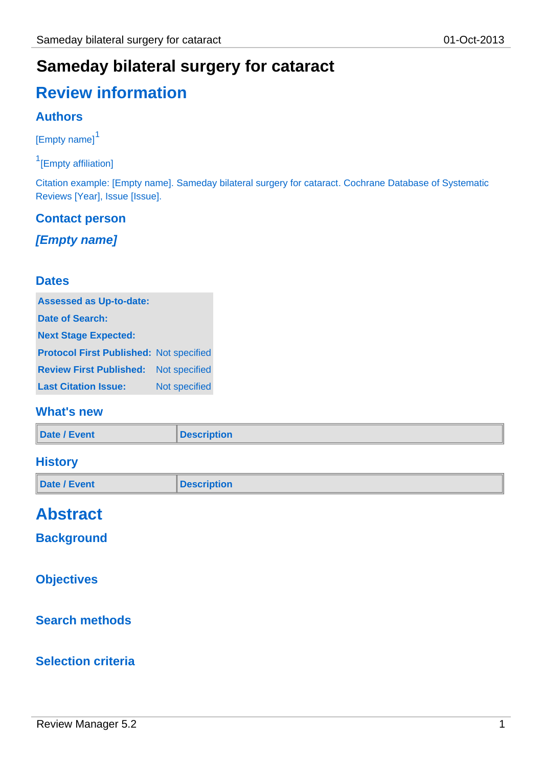# Sameday bilateral surgery for cataract

## Review information

### Authors

[Empty name][1]

[1][Empty affiliation]

Citation example: [Empty name]. Sameday bilateral surgery for cataract. Cochrane Database of Systematic Reviews [Year], Issue [Issue].

### Contact person

***[Empty name]***

### Dates

| | |
|---|---|
| **Assessed as Up-to-date:** | |
| **Date of Search:** | |
| **Next Stage Expected:** | |
| **Protocol First Published:** | Not specified |
| **Review First Published:** | Not specified |
| **Last Citation Issue:** | Not specified |

### What's new

| Date / Event | Description |
|---|---|

### History

| Date / Event | Description |
|---|---|

## Abstract

### Background

### Objectives

### Search methods

### Selection criteria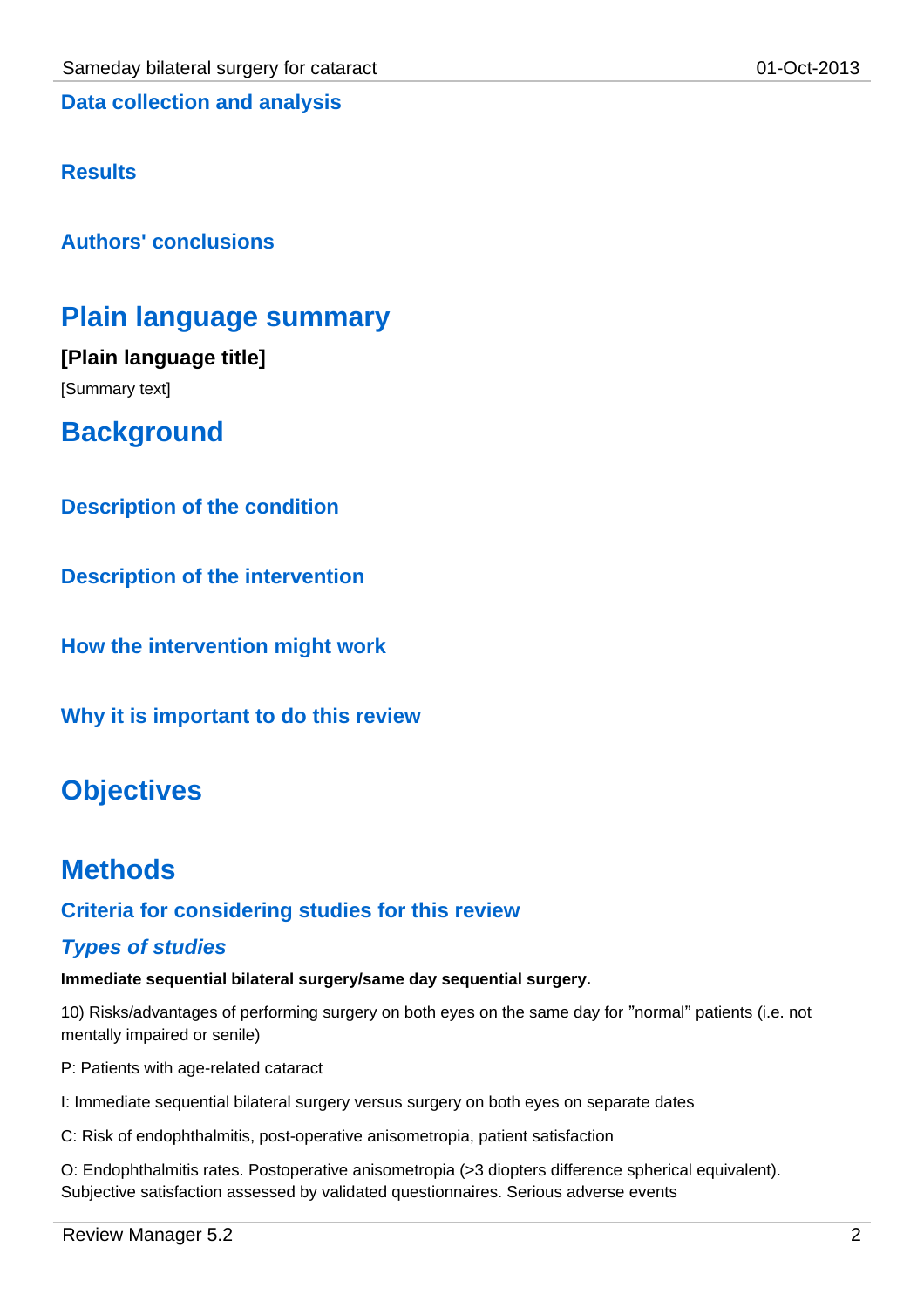### Data collection and analysis

### Results

### Authors' conclusions

# Plain language summary

**[Plain language title]**

[Summary text]

# Background

### Description of the condition

### Description of the intervention

### How the intervention might work

### Why it is important to do this review

# Objectives

# Methods

## Criteria for considering studies for this review

### *Types of studies*

**Immediate sequential bilateral surgery/same day sequential surgery.**

10) Risks/advantages of performing surgery on both eyes on the same day for ”normal” patients (i.e. not mentally impaired or senile)

P: Patients with age-related cataract

I: Immediate sequential bilateral surgery versus surgery on both eyes on separate dates

C: Risk of endophthalmitis, post-operative anisometropia, patient satisfaction

O: Endophthalmitis rates. Postoperative anisometropia (>3 diopters difference spherical equivalent). Subjective satisfaction assessed by validated questionnaires. Serious adverse events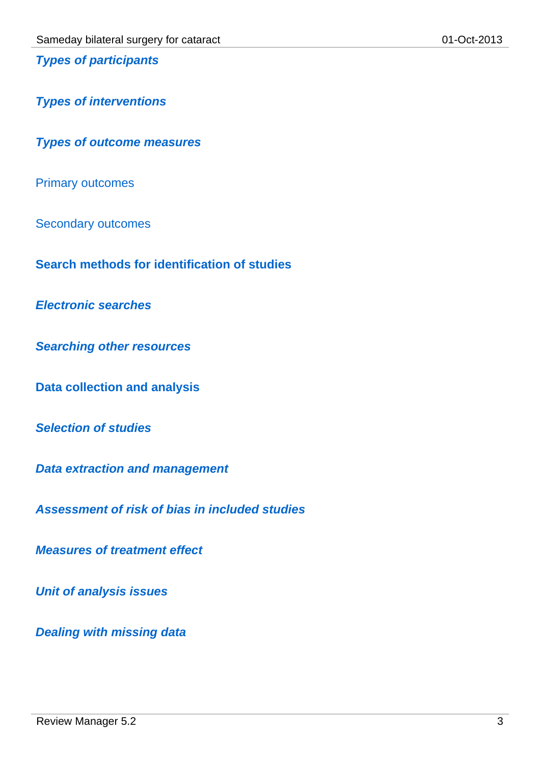### *Types of participants*

### *Types of interventions*

### *Types of outcome measures*

#### Primary outcomes

#### Secondary outcomes

## Search methods for identification of studies

### *Electronic searches*

### *Searching other resources*

## Data collection and analysis

### *Selection of studies*

### *Data extraction and management*

### *Assessment of risk of bias in included studies*

### *Measures of treatment effect*

### *Unit of analysis issues*

### *Dealing with missing data*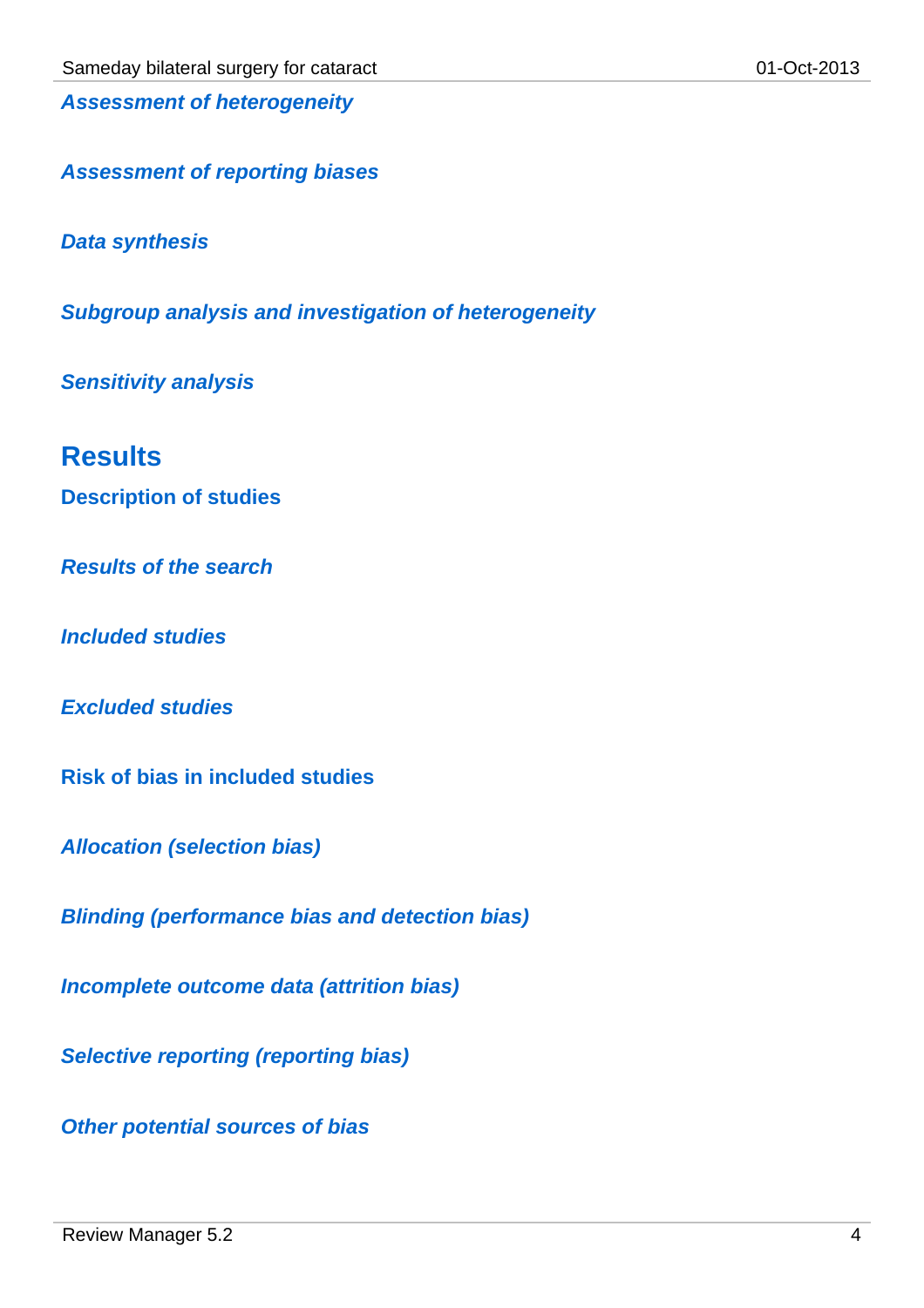### *Assessment of heterogeneity*

### *Assessment of reporting biases*

### *Data synthesis*

### *Subgroup analysis and investigation of heterogeneity*

### *Sensitivity analysis*

# Results

## Description of studies

### *Results of the search*

### *Included studies*

### *Excluded studies*

## Risk of bias in included studies

### *Allocation (selection bias)*

### *Blinding (performance bias and detection bias)*

### *Incomplete outcome data (attrition bias)*

### *Selective reporting (reporting bias)*

### *Other potential sources of bias*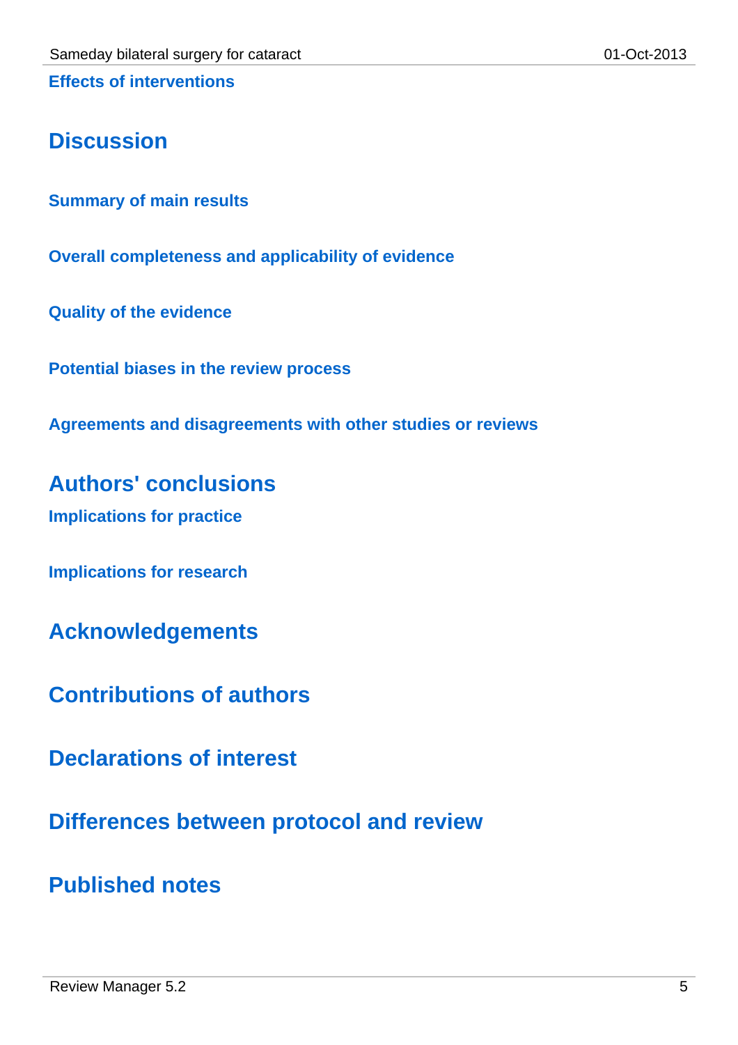### Effects of interventions

## Discussion

### Summary of main results

### Overall completeness and applicability of evidence

### Quality of the evidence

### Potential biases in the review process

### Agreements and disagreements with other studies or reviews

## Authors' conclusions

### Implications for practice

### Implications for research

## Acknowledgements

## Contributions of authors

## Declarations of interest

## Differences between protocol and review

## Published notes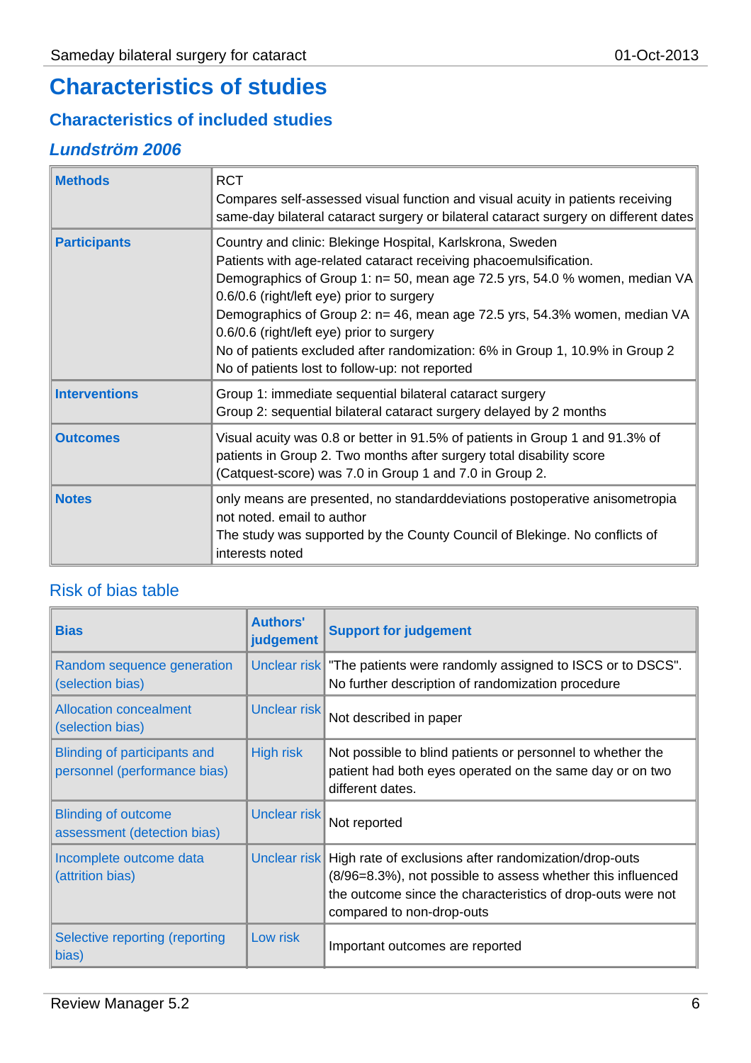# Characteristics of studies

## Characteristics of included studies

### *Lundström 2006*

| | |
|---|---|
| **Methods** | RCT<br>Compares self-assessed visual function and visual acuity in patients receiving same-day bilateral cataract surgery or bilateral cataract surgery on different dates |
| **Participants** | Country and clinic: Blekinge Hospital, Karlskrona, Sweden<br>Patients with age-related cataract receiving phacoemulsification.<br>Demographics of Group 1: n= 50, mean age 72.5 yrs, 54.0 % women, median VA 0.6/0.6 (right/left eye) prior to surgery<br>Demographics of Group 2: n= 46, mean age 72.5 yrs, 54.3% women, median VA 0.6/0.6 (right/left eye) prior to surgery<br>No of patients excluded after randomization: 6% in Group 1, 10.9% in Group 2<br>No of patients lost to follow-up: not reported |
| **Interventions** | Group 1: immediate sequential bilateral cataract surgery<br>Group 2: sequential bilateral cataract surgery delayed by 2 months |
| **Outcomes** | Visual acuity was 0.8 or better in 91.5% of patients in Group 1 and 91.3% of patients in Group 2. Two months after surgery total disability score (Catquest-score) was 7.0 in Group 1 and 7.0 in Group 2. |
| **Notes** | only means are presented, no standarddeviations postoperative anisometropia not noted. email to author<br>The study was supported by the County Council of Blekinge. No conflicts of interests noted |

#### Risk of bias table

| Bias | Authors' judgement | Support for judgement |
|---|---|---|
| Random sequence generation (selection bias) | Unclear risk | "The patients were randomly assigned to ISCS or to DSCS". No further description of randomization procedure |
| Allocation concealment (selection bias) | Unclear risk | Not described in paper |
| Blinding of participants and personnel (performance bias) | High risk | Not possible to blind patients or personnel to whether the patient had both eyes operated on the same day or on two different dates. |
| Blinding of outcome assessment (detection bias) | Unclear risk | Not reported |
| Incomplete outcome data (attrition bias) | Unclear risk | High rate of exclusions after randomization/drop-outs (8/96=8.3%), not possible to assess whether this influenced the outcome since the characteristics of drop-outs were not compared to non-drop-outs |
| Selective reporting (reporting bias) | Low risk | Important outcomes are reported |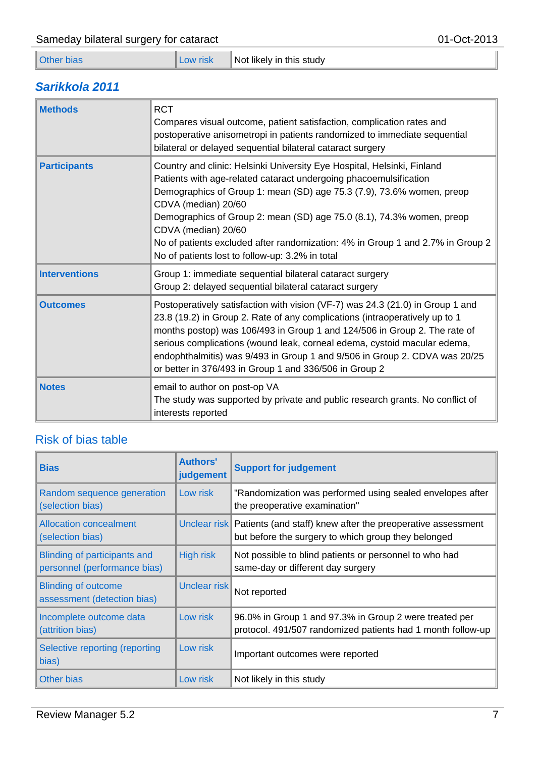| Other bias | Low risk | Not likely in this study |
|---|---|---|

## *Sarikkola 2011*

| | |
|---|---|
| **Methods** | RCT<br>Compares visual outcome, patient satisfaction, complication rates and postoperative anisometropi in patients randomized to immediate sequential bilateral or delayed sequential bilateral cataract surgery |
| **Participants** | Country and clinic: Helsinki University Eye Hospital, Helsinki, Finland<br>Patients with age-related cataract undergoing phacoemulsification<br>Demographics of Group 1: mean (SD) age 75.3 (7.9), 73.6% women, preop CDVA (median) 20/60<br>Demographics of Group 2: mean (SD) age 75.0 (8.1), 74.3% women, preop CDVA (median) 20/60<br>No of patients excluded after randomization: 4% in Group 1 and 2.7% in Group 2<br>No of patients lost to follow-up: 3.2% in total |
| **Interventions** | Group 1: immediate sequential bilateral cataract surgery<br>Group 2: delayed sequential bilateral cataract surgery |
| **Outcomes** | Postoperatively satisfaction with vision (VF-7) was 24.3 (21.0) in Group 1 and 23.8 (19.2) in Group 2. Rate of any complications (intraoperatively up to 1 months postop) was 106/493 in Group 1 and 124/506 in Group 2. The rate of serious complications (wound leak, corneal edema, cystoid macular edema, endophthalmitis) was 9/493 in Group 1 and 9/506 in Group 2. CDVA was 20/25 or better in 376/493 in Group 1 and 336/506 in Group 2 |
| **Notes** | email to author on post-op VA<br>The study was supported by private and public research grants. No conflict of interests reported |

## Risk of bias table

| Bias | Authors' judgement | Support for judgement |
|---|---|---|
| Random sequence generation (selection bias) | Low risk | "Randomization was performed using sealed envelopes after the preoperative examination" |
| Allocation concealment (selection bias) | Unclear risk | Patients (and staff) knew after the preoperative assessment but before the surgery to which group they belonged |
| Blinding of participants and personnel (performance bias) | High risk | Not possible to blind patients or personnel to who had same-day or different day surgery |
| Blinding of outcome assessment (detection bias) | Unclear risk | Not reported |
| Incomplete outcome data (attrition bias) | Low risk | 96.0% in Group 1 and 97.3% in Group 2 were treated per protocol. 491/507 randomized patients had 1 month follow-up |
| Selective reporting (reporting bias) | Low risk | Important outcomes were reported |
| Other bias | Low risk | Not likely in this study |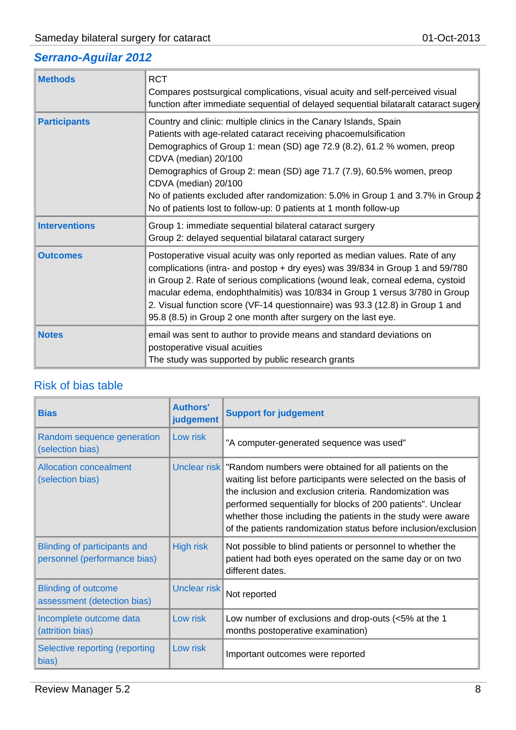## *Serrano-Aguilar 2012*

| **Methods** | RCT<br>Compares postsurgical complications, visual acuity and self-perceived visual function after immediate sequential of delayed sequential bilataralt cataract sugery |
|---|---|
| **Participants** | Country and clinic: multiple clinics in the Canary Islands, Spain<br>Patients with age-related cataract receiving phacoemulsification<br>Demographics of Group 1: mean (SD) age 72.9 (8.2), 61.2 % women, preop CDVA (median) 20/100<br>Demographics of Group 2: mean (SD) age 71.7 (7.9), 60.5% women, preop CDVA (median) 20/100<br>No of patients excluded after randomization: 5.0% in Group 1 and 3.7% in Group 2<br>No of patients lost to follow-up: 0 patients at 1 month follow-up |
| **Interventions** | Group 1: immediate sequential bilateral cataract surgery<br>Group 2: delayed sequential bilataral cataract surgery |
| **Outcomes** | Postoperative visual acuity was only reported as median values. Rate of any complications (intra- and postop + dry eyes) was 39/834 in Group 1 and 59/780 in Group 2. Rate of serious complications (wound leak, corneal edema, cystoid macular edema, endophthalmitis) was 10/834 in Group 1 versus 3/780 in Group 2. Visual function score (VF-14 questionnaire) was 93.3 (12.8) in Group 1 and 95.8 (8.5) in Group 2 one month after surgery on the last eye. |
| **Notes** | email was sent to author to provide means and standard deviations on postoperative visual acuities<br>The study was supported by public research grants |

### Risk of bias table

| **Bias** | **Authors' judgement** | **Support for judgement** |
|---|---|---|
| Random sequence generation (selection bias) | Low risk | "A computer-generated sequence was used" |
| Allocation concealment (selection bias) | Unclear risk | "Random numbers were obtained for all patients on the waiting list before participants were selected on the basis of the inclusion and exclusion criteria. Randomization was performed sequentially for blocks of 200 patients". Unclear whether those including the patients in the study were aware of the patients randomization status before inclusion/exclusion |
| Blinding of participants and personnel (performance bias) | High risk | Not possible to blind patients or personnel to whether the patient had both eyes operated on the same day or on two different dates. |
| Blinding of outcome assessment (detection bias) | Unclear risk | Not reported |
| Incomplete outcome data (attrition bias) | Low risk | Low number of exclusions and drop-outs (<5% at the 1 months postoperative examination) |
| Selective reporting (reporting bias) | Low risk | Important outcomes were reported |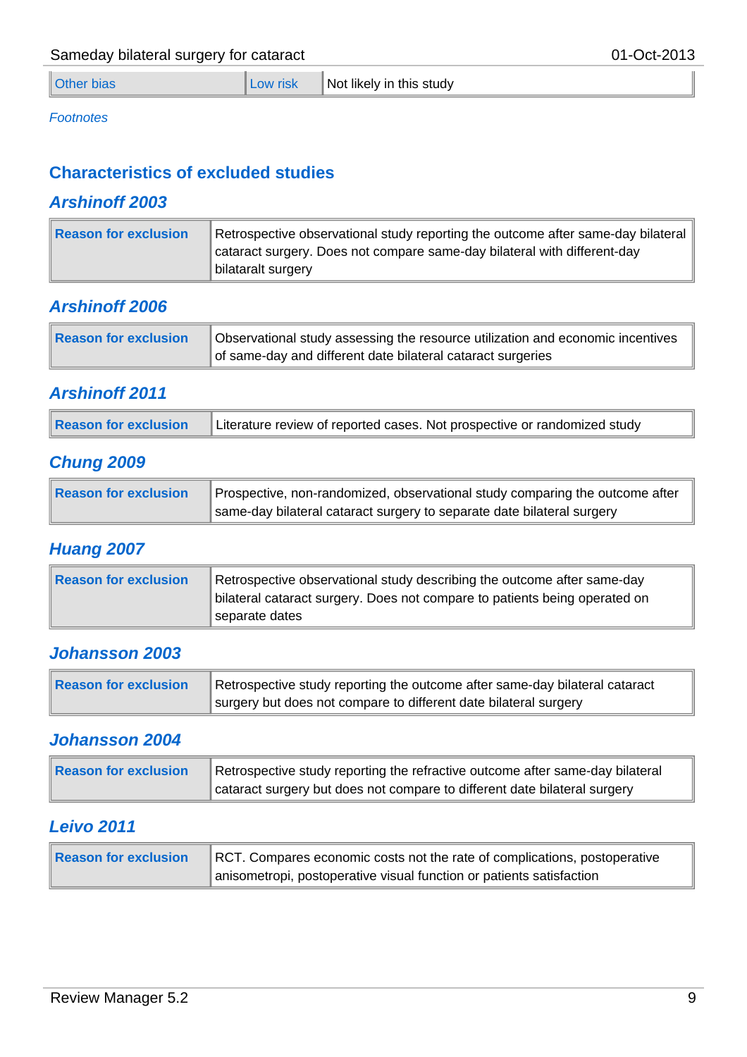| Other bias | Low risk | Not likely in this study |
|---|---|---|

*Footnotes*

## Characteristics of excluded studies

### *Arshinoff 2003*

| Reason for exclusion | Retrospective observational study reporting the outcome after same-day bilateral cataract surgery. Does not compare same-day bilateral with different-day bilataralt surgery |
|---|---|

### *Arshinoff 2006*

| Reason for exclusion | Observational study assessing the resource utilization and economic incentives of same-day and different date bilateral cataract surgeries |
|---|---|

### *Arshinoff 2011*

| Reason for exclusion | Literature review of reported cases. Not prospective or randomized study |
|---|---|

### *Chung 2009*

| Reason for exclusion | Prospective, non-randomized, observational study comparing the outcome after same-day bilateral cataract surgery to separate date bilateral surgery |
|---|---|

### *Huang 2007*

| Reason for exclusion | Retrospective observational study describing the outcome after same-day bilateral cataract surgery. Does not compare to patients being operated on separate dates |
|---|---|

### *Johansson 2003*

| Reason for exclusion | Retrospective study reporting the outcome after same-day bilateral cataract surgery but does not compare to different date bilateral surgery |
|---|---|

### *Johansson 2004*

| Reason for exclusion | Retrospective study reporting the refractive outcome after same-day bilateral cataract surgery but does not compare to different date bilateral surgery |
|---|---|

### *Leivo 2011*

| Reason for exclusion | RCT. Compares economic costs not the rate of complications, postoperative anisometropi, postoperative visual function or patients satisfaction |
|---|---|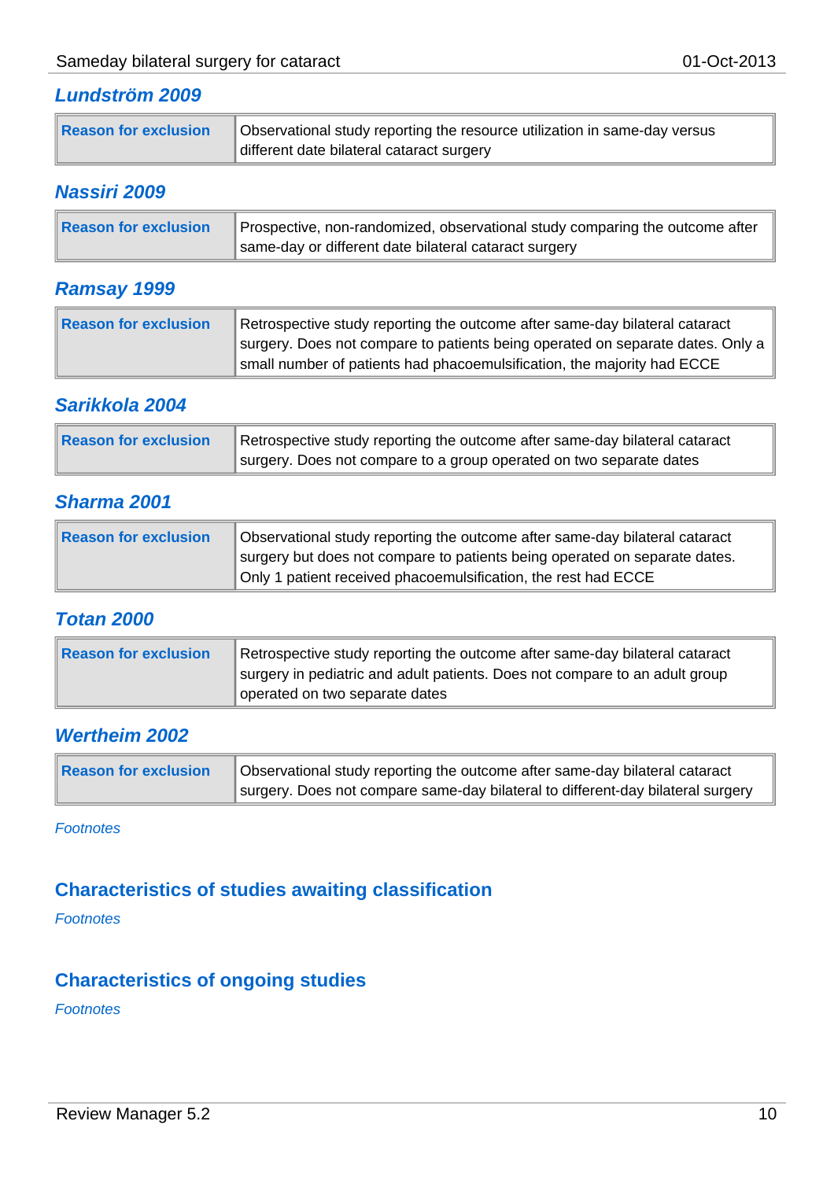### Lundström 2009

| Reason for exclusion | Observational study reporting the resource utilization in same-day versus different date bilateral cataract surgery |
|---|---|

### Nassiri 2009

| Reason for exclusion | Prospective, non-randomized, observational study comparing the outcome after same-day or different date bilateral cataract surgery |
|---|---|

### Ramsay 1999

| Reason for exclusion | Retrospective study reporting the outcome after same-day bilateral cataract surgery. Does not compare to patients being operated on separate dates. Only a small number of patients had phacoemulsification, the majority had ECCE |
|---|---|

### Sarikkola 2004

| Reason for exclusion | Retrospective study reporting the outcome after same-day bilateral cataract surgery. Does not compare to a group operated on two separate dates |
|---|---|

### Sharma 2001

| Reason for exclusion | Observational study reporting the outcome after same-day bilateral cataract surgery but does not compare to patients being operated on separate dates. Only 1 patient received phacoemulsification, the rest had ECCE |
|---|---|

### Totan 2000

| Reason for exclusion | Retrospective study reporting the outcome after same-day bilateral cataract surgery in pediatric and adult patients. Does not compare to an adult group operated on two separate dates |
|---|---|

### Wertheim 2002

| Reason for exclusion | Observational study reporting the outcome after same-day bilateral cataract surgery. Does not compare same-day bilateral to different-day bilateral surgery |
|---|---|

*Footnotes*

## Characteristics of studies awaiting classification

*Footnotes*

## Characteristics of ongoing studies

*Footnotes*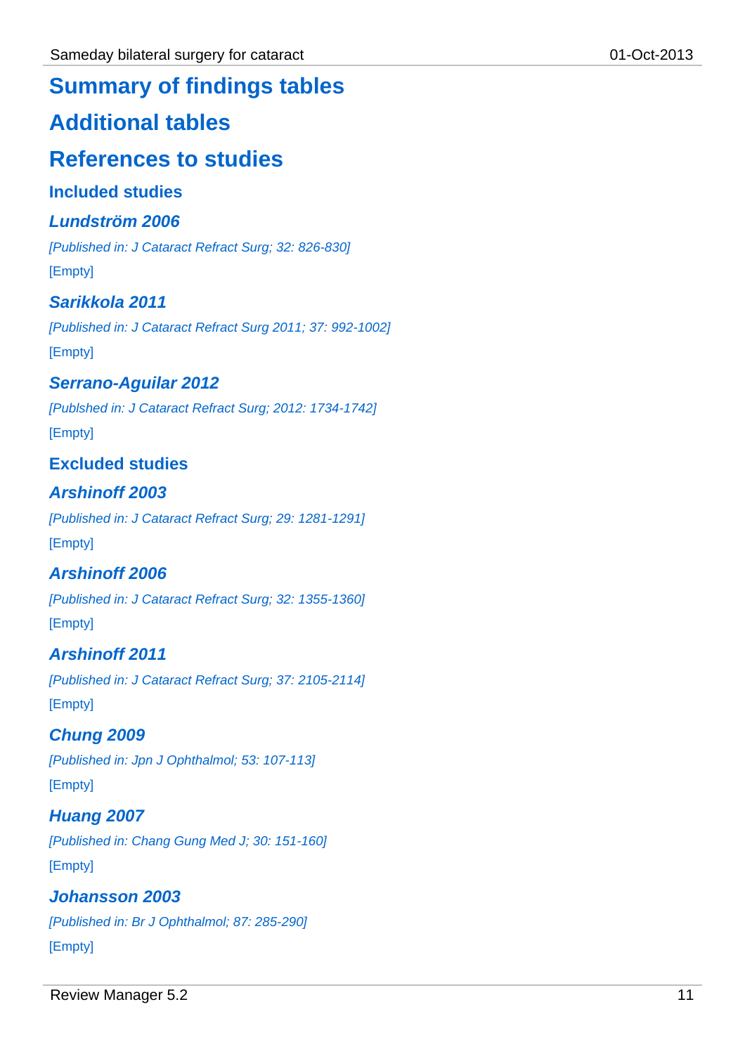# Summary of findings tables

# Additional tables

# References to studies

## Included studies

### *Lundström 2006*

*[Published in: J Cataract Refract Surg; 32: 826-830]*

[Empty]

### *Sarikkola 2011*

*[Published in: J Cataract Refract Surg 2011; 37: 992-1002]*

[Empty]

### *Serrano-Aguilar 2012*

*[Publshed in: J Cataract Refract Surg; 2012: 1734-1742]*

[Empty]

## Excluded studies

### *Arshinoff 2003*

*[Published in: J Cataract Refract Surg; 29: 1281-1291]*

[Empty]

### *Arshinoff 2006*

*[Published in: J Cataract Refract Surg; 32: 1355-1360]*

[Empty]

### *Arshinoff 2011*

*[Published in: J Cataract Refract Surg; 37: 2105-2114]*

[Empty]

### *Chung 2009*

*[Published in: Jpn J Ophthalmol; 53: 107-113]*

[Empty]

### *Huang 2007*

*[Published in: Chang Gung Med J; 30: 151-160]*

[Empty]

### *Johansson 2003*

*[Published in: Br J Ophthalmol; 87: 285-290]*

[Empty]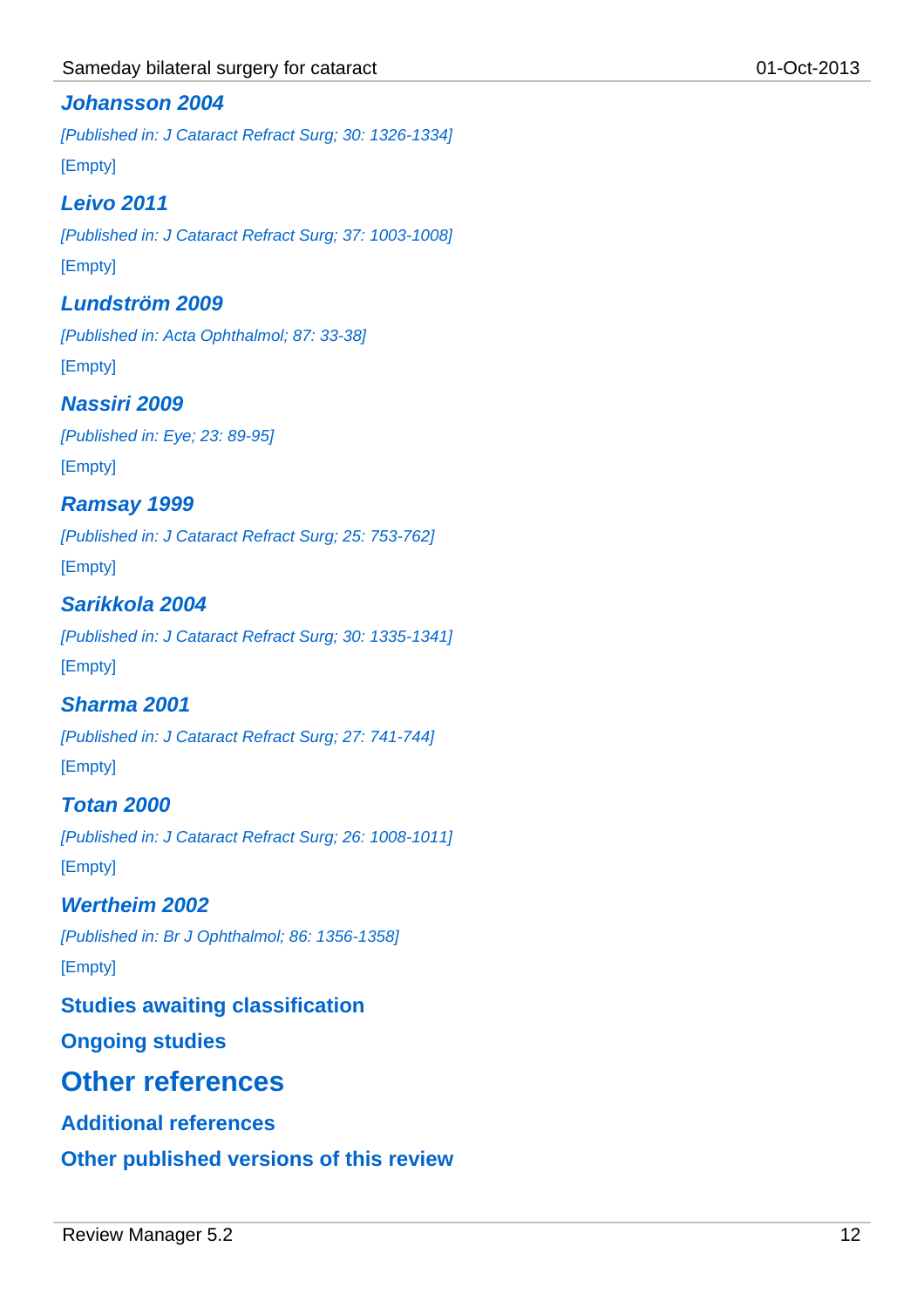### *Johansson 2004*

*[Published in: J Cataract Refract Surg; 30: 1326-1334]*

[Empty]

### *Leivo 2011*

*[Published in: J Cataract Refract Surg; 37: 1003-1008]*

[Empty]

### *Lundström 2009*

*[Published in: Acta Ophthalmol; 87: 33-38]*

[Empty]

### *Nassiri 2009*

*[Published in: Eye; 23: 89-95]*

[Empty]

### *Ramsay 1999*

*[Published in: J Cataract Refract Surg; 25: 753-762]*

[Empty]

### *Sarikkola 2004*

*[Published in: J Cataract Refract Surg; 30: 1335-1341]*

[Empty]

### *Sharma 2001*

*[Published in: J Cataract Refract Surg; 27: 741-744]*

[Empty]

### *Totan 2000*

*[Published in: J Cataract Refract Surg; 26: 1008-1011]*

[Empty]

### *Wertheim 2002*

*[Published in: Br J Ophthalmol; 86: 1356-1358]*

[Empty]

## Studies awaiting classification

## Ongoing studies

# Other references

## Additional references

## Other published versions of this review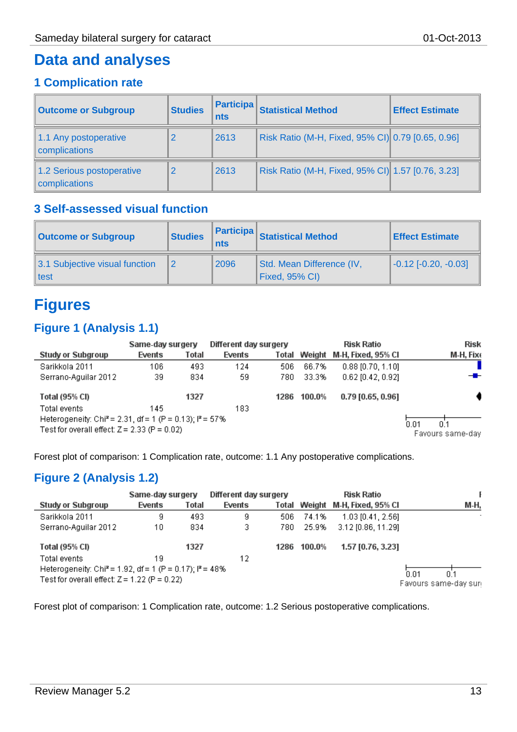# Data and analyses

## 1 Complication rate

| Outcome or Subgroup | Studies | Participants | Statistical Method | Effect Estimate |
|---|---|---|---|---|
| 1.1 Any postoperative complications | 2 | 2613 | Risk Ratio (M-H, Fixed, 95% CI) | 0.79 [0.65, 0.96] |
| 1.2 Serious postoperative complications | 2 | 2613 | Risk Ratio (M-H, Fixed, 95% CI) | 1.57 [0.76, 3.23] |

## 3 Self-assessed visual function

| Outcome or Subgroup | Studies | Participants | Statistical Method | Effect Estimate |
|---|---|---|---|---|
| 3.1 Subjective visual function test | 2 | 2096 | Std. Mean Difference (IV, Fixed, 95% CI) | -0.12 [-0.20, -0.03] |

# Figures

## Figure 1 (Analysis 1.1)

| Study or Subgroup | Same-day surgery Events | Same-day surgery Total | Different day surgery Events | Different day surgery Total | Weight | Risk Ratio M-H, Fixed, 95% CI |
|---|---|---|---|---|---|---|
| Sarikkola 2011 | 106 | 493 | 124 | 506 | 66.7% | 0.88 [0.70, 1.10] |
| Serrano-Aguilar 2012 | 39 | 834 | 59 | 780 | 33.3% | 0.62 [0.42, 0.92] |
| **Total (95% CI)** | | **1327** | | **1286** | **100.0%** | **0.79 [0.65, 0.96]** |
| Total events | 145 | | 183 | | | |

Heterogeneity: Chi² = 2.31, df = 1 (P = 0.13); I² = 57%
Test for overall effect: Z = 2.33 (P = 0.02)

Forest plot of comparison: 1 Complication rate, outcome: 1.1 Any postoperative complications.

## Figure 2 (Analysis 1.2)

| Study or Subgroup | Same-day surgery Events | Same-day surgery Total | Different day surgery Events | Different day surgery Total | Weight | Risk Ratio M-H, Fixed, 95% CI |
|---|---|---|---|---|---|---|
| Sarikkola 2011 | 9 | 493 | 9 | 506 | 74.1% | 1.03 [0.41, 2.56] |
| Serrano-Aguilar 2012 | 10 | 834 | 3 | 780 | 25.9% | 3.12 [0.86, 11.29] |
| **Total (95% CI)** | | **1327** | | **1286** | **100.0%** | **1.57 [0.76, 3.23]** |
| Total events | 19 | | 12 | | | |

Heterogeneity: Chi² = 1.92, df = 1 (P = 0.17); I² = 48%
Test for overall effect: Z = 1.22 (P = 0.22)

Forest plot of comparison: 1 Complication rate, outcome: 1.2 Serious postoperative complications.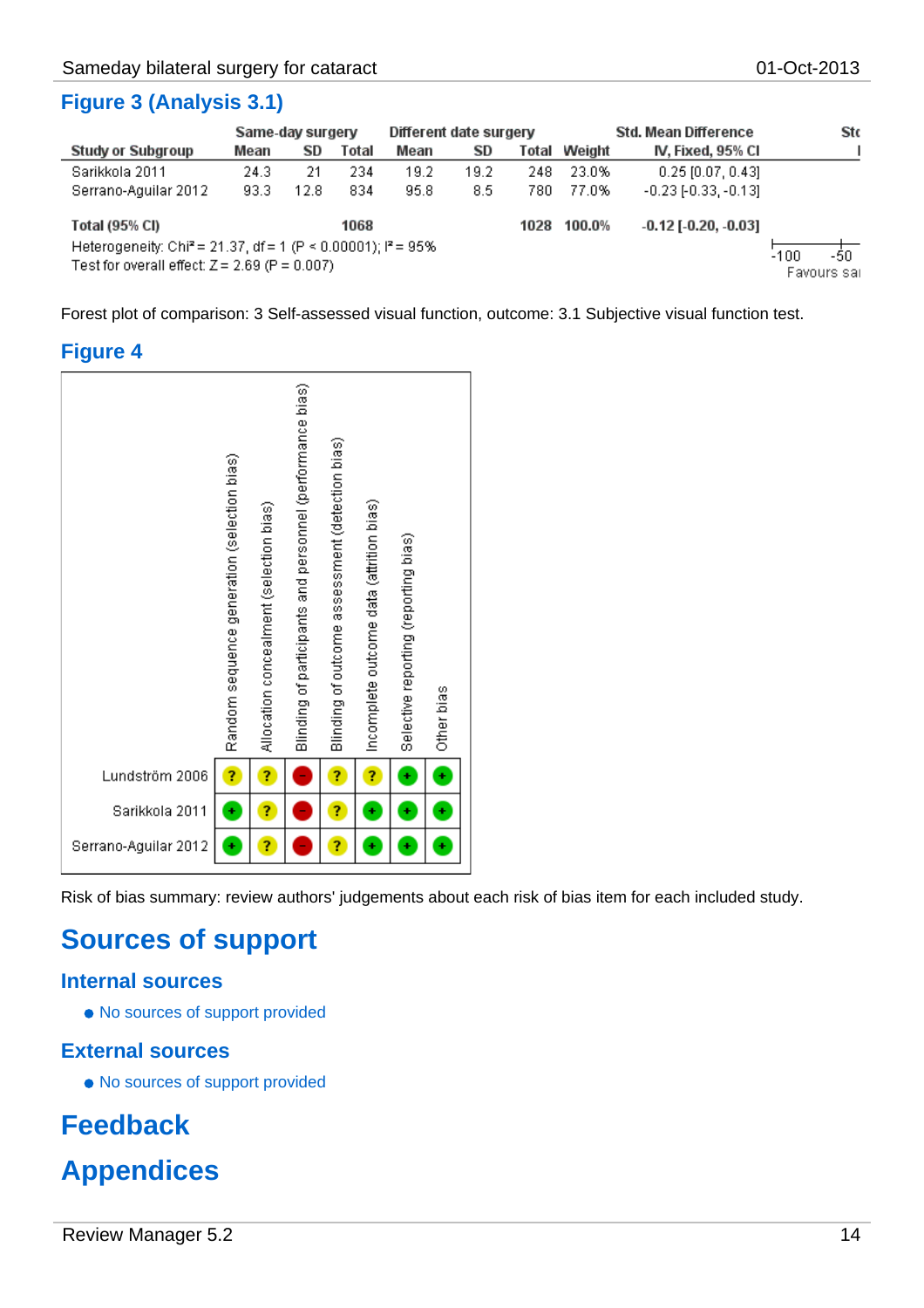## Figure 3 (Analysis 3.1)

| Study or Subgroup | Same-day surgery Mean | SD | Total | Different date surgery Mean | SD | Total | Weight | Std. Mean Difference IV, Fixed, 95% CI |
|---|---|---|---|---|---|---|---|---|
| Sarikkola 2011 | 24.3 | 21 | 234 | 19.2 | 19.2 | 248 | 23.0% | 0.25 [0.07, 0.43] |
| Serrano-Aguilar 2012 | 93.3 | 12.8 | 834 | 95.8 | 8.5 | 780 | 77.0% | -0.23 [-0.33, -0.13] |
| **Total (95% CI)** | | | **1068** | | | **1028** | **100.0%** | **-0.12 [-0.20, -0.03]** |

Heterogeneity: Chi² = 21.37, df = 1 (P < 0.00001); I² = 95%

Test for overall effect: Z = 2.69 (P = 0.007)

-100 -50

Favours sa

Forest plot of comparison: 3 Self-assessed visual function, outcome: 3.1 Subjective visual function test.

## Figure 4

Random sequence generation (selection bias)
Allocation concealment (selection bias)
Blinding of participants and personnel (performance bias)
Blinding of outcome assessment (detection bias)
Incomplete outcome data (attrition bias)
Selective reporting (reporting bias)
Other bias

Lundström 2006
Sarikkola 2011
Serrano-Aguilar 2012

Risk of bias summary: review authors' judgements about each risk of bias item for each included study.

# Sources of support

## Internal sources

- No sources of support provided

## External sources

- No sources of support provided

# Feedback

# Appendices